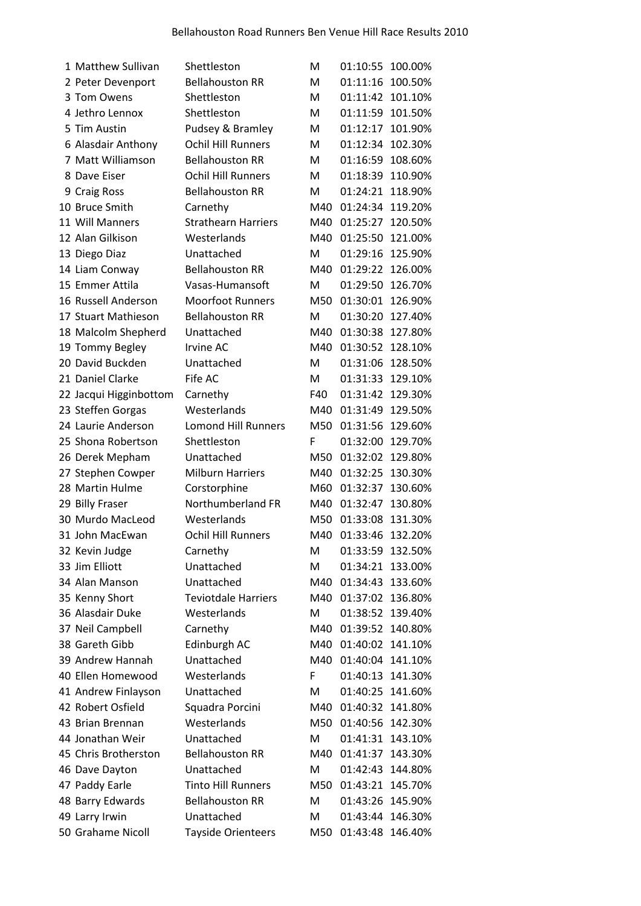# Bellahouston Road Runners Ben Venue Hill Race Results 2010

| | | | | | |
|---|---|---|---|---|---|
| 1 | Matthew Sullivan | Shettleston | M | 01:10:55 | 100.00% |
| 2 | Peter Devenport | Bellahouston RR | M | 01:11:16 | 100.50% |
| 3 | Tom Owens | Shettleston | M | 01:11:42 | 101.10% |
| 4 | Jethro Lennox | Shettleston | M | 01:11:59 | 101.50% |
| 5 | Tim Austin | Pudsey & Bramley | M | 01:12:17 | 101.90% |
| 6 | Alasdair Anthony | Ochil Hill Runners | M | 01:12:34 | 102.30% |
| 7 | Matt Williamson | Bellahouston RR | M | 01:16:59 | 108.60% |
| 8 | Dave Eiser | Ochil Hill Runners | M | 01:18:39 | 110.90% |
| 9 | Craig Ross | Bellahouston RR | M | 01:24:21 | 118.90% |
| 10 | Bruce Smith | Carnethy | M40 | 01:24:34 | 119.20% |
| 11 | Will Manners | Strathearn Harriers | M40 | 01:25:27 | 120.50% |
| 12 | Alan Gilkison | Westerlands | M40 | 01:25:50 | 121.00% |
| 13 | Diego Diaz | Unattached | M | 01:29:16 | 125.90% |
| 14 | Liam Conway | Bellahouston RR | M40 | 01:29:22 | 126.00% |
| 15 | Emmer Attila | Vasas-Humansoft | M | 01:29:50 | 126.70% |
| 16 | Russell Anderson | Moorfoot Runners | M50 | 01:30:01 | 126.90% |
| 17 | Stuart Mathieson | Bellahouston RR | M | 01:30:20 | 127.40% |
| 18 | Malcolm Shepherd | Unattached | M40 | 01:30:38 | 127.80% |
| 19 | Tommy Begley | Irvine AC | M40 | 01:30:52 | 128.10% |
| 20 | David Buckden | Unattached | M | 01:31:06 | 128.50% |
| 21 | Daniel Clarke | Fife AC | M | 01:31:33 | 129.10% |
| 22 | Jacqui Higginbottom | Carnethy | F40 | 01:31:42 | 129.30% |
| 23 | Steffen Gorgas | Westerlands | M40 | 01:31:49 | 129.50% |
| 24 | Laurie Anderson | Lomond Hill Runners | M50 | 01:31:56 | 129.60% |
| 25 | Shona Robertson | Shettleston | F | 01:32:00 | 129.70% |
| 26 | Derek Mepham | Unattached | M50 | 01:32:02 | 129.80% |
| 27 | Stephen Cowper | Milburn Harriers | M40 | 01:32:25 | 130.30% |
| 28 | Martin Hulme | Corstorphine | M60 | 01:32:37 | 130.60% |
| 29 | Billy Fraser | Northumberland FR | M40 | 01:32:47 | 130.80% |
| 30 | Murdo MacLeod | Westerlands | M50 | 01:33:08 | 131.30% |
| 31 | John MacEwan | Ochil Hill Runners | M40 | 01:33:46 | 132.20% |
| 32 | Kevin Judge | Carnethy | M | 01:33:59 | 132.50% |
| 33 | Jim Elliott | Unattached | M | 01:34:21 | 133.00% |
| 34 | Alan Manson | Unattached | M40 | 01:34:43 | 133.60% |
| 35 | Kenny Short | Teviotdale Harriers | M40 | 01:37:02 | 136.80% |
| 36 | Alasdair Duke | Westerlands | M | 01:38:52 | 139.40% |
| 37 | Neil Campbell | Carnethy | M40 | 01:39:52 | 140.80% |
| 38 | Gareth Gibb | Edinburgh AC | M40 | 01:40:02 | 141.10% |
| 39 | Andrew Hannah | Unattached | M40 | 01:40:04 | 141.10% |
| 40 | Ellen Homewood | Westerlands | F | 01:40:13 | 141.30% |
| 41 | Andrew Finlayson | Unattached | M | 01:40:25 | 141.60% |
| 42 | Robert Osfield | Squadra Porcini | M40 | 01:40:32 | 141.80% |
| 43 | Brian Brennan | Westerlands | M50 | 01:40:56 | 142.30% |
| 44 | Jonathan Weir | Unattached | M | 01:41:31 | 143.10% |
| 45 | Chris Brotherston | Bellahouston RR | M40 | 01:41:37 | 143.30% |
| 46 | Dave Dayton | Unattached | M | 01:42:43 | 144.80% |
| 47 | Paddy Earle | Tinto Hill Runners | M50 | 01:43:21 | 145.70% |
| 48 | Barry Edwards | Bellahouston RR | M | 01:43:26 | 145.90% |
| 49 | Larry Irwin | Unattached | M | 01:43:44 | 146.30% |
| 50 | Grahame Nicoll | Tayside Orienteers | M50 | 01:43:48 | 146.40% |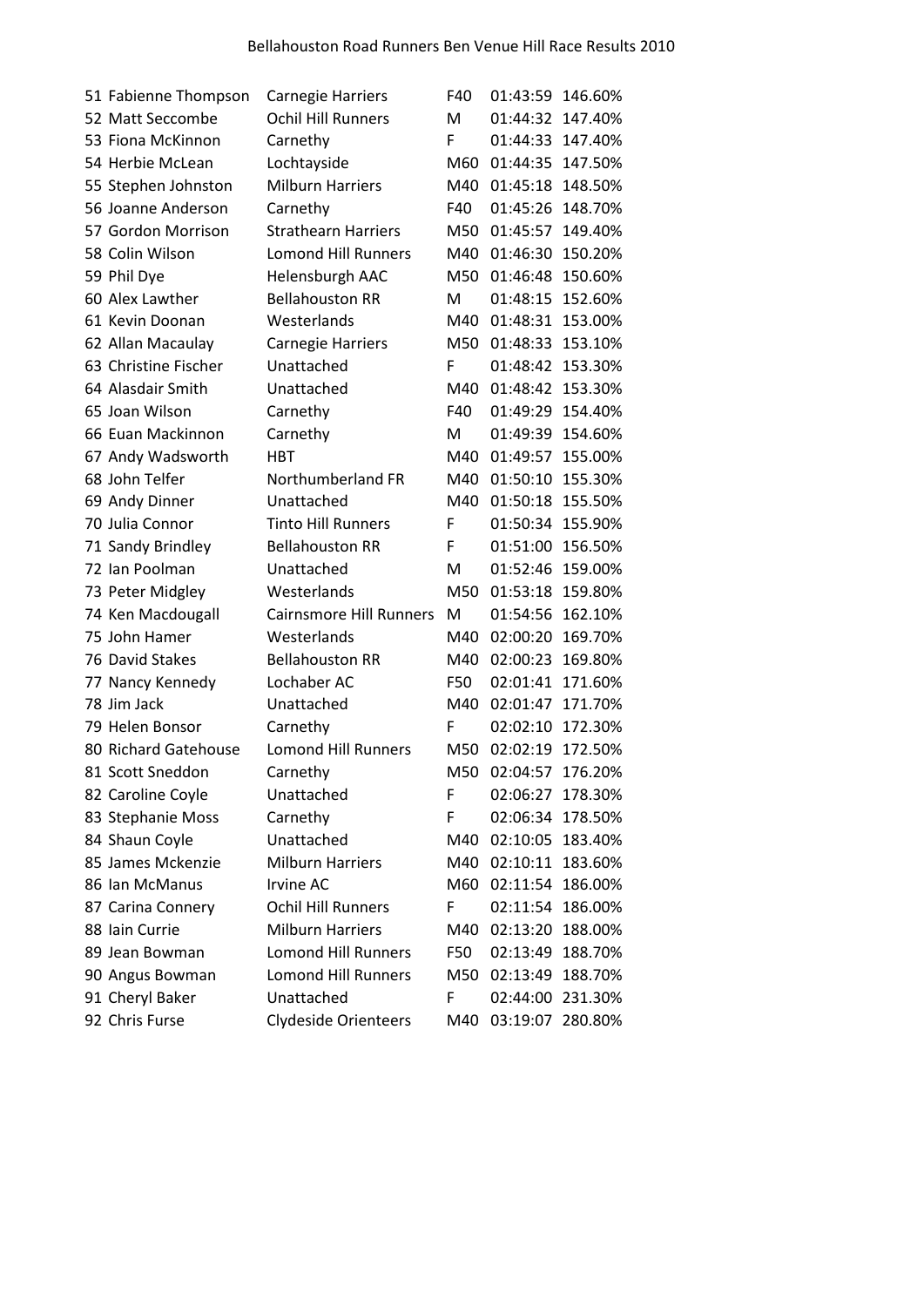| | | | | | |
|---|---|---|---|---|---|
| 51 | Fabienne Thompson | Carnegie Harriers | F40 | 01:43:59 | 146.60% |
| 52 | Matt Seccombe | Ochil Hill Runners | M | 01:44:32 | 147.40% |
| 53 | Fiona McKinnon | Carnethy | F | 01:44:33 | 147.40% |
| 54 | Herbie McLean | Lochtayside | M60 | 01:44:35 | 147.50% |
| 55 | Stephen Johnston | Milburn Harriers | M40 | 01:45:18 | 148.50% |
| 56 | Joanne Anderson | Carnethy | F40 | 01:45:26 | 148.70% |
| 57 | Gordon Morrison | Strathearn Harriers | M50 | 01:45:57 | 149.40% |
| 58 | Colin Wilson | Lomond Hill Runners | M40 | 01:46:30 | 150.20% |
| 59 | Phil Dye | Helensburgh AAC | M50 | 01:46:48 | 150.60% |
| 60 | Alex Lawther | Bellahouston RR | M | 01:48:15 | 152.60% |
| 61 | Kevin Doonan | Westerlands | M40 | 01:48:31 | 153.00% |
| 62 | Allan Macaulay | Carnegie Harriers | M50 | 01:48:33 | 153.10% |
| 63 | Christine Fischer | Unattached | F | 01:48:42 | 153.30% |
| 64 | Alasdair Smith | Unattached | M40 | 01:48:42 | 153.30% |
| 65 | Joan Wilson | Carnethy | F40 | 01:49:29 | 154.40% |
| 66 | Euan Mackinnon | Carnethy | M | 01:49:39 | 154.60% |
| 67 | Andy Wadsworth | HBT | M40 | 01:49:57 | 155.00% |
| 68 | John Telfer | Northumberland FR | M40 | 01:50:10 | 155.30% |
| 69 | Andy Dinner | Unattached | M40 | 01:50:18 | 155.50% |
| 70 | Julia Connor | Tinto Hill Runners | F | 01:50:34 | 155.90% |
| 71 | Sandy Brindley | Bellahouston RR | F | 01:51:00 | 156.50% |
| 72 | Ian Poolman | Unattached | M | 01:52:46 | 159.00% |
| 73 | Peter Midgley | Westerlands | M50 | 01:53:18 | 159.80% |
| 74 | Ken Macdougall | Cairnsmore Hill Runners | M | 01:54:56 | 162.10% |
| 75 | John Hamer | Westerlands | M40 | 02:00:20 | 169.70% |
| 76 | David Stakes | Bellahouston RR | M40 | 02:00:23 | 169.80% |
| 77 | Nancy Kennedy | Lochaber AC | F50 | 02:01:41 | 171.60% |
| 78 | Jim Jack | Unattached | M40 | 02:01:47 | 171.70% |
| 79 | Helen Bonsor | Carnethy | F | 02:02:10 | 172.30% |
| 80 | Richard Gatehouse | Lomond Hill Runners | M50 | 02:02:19 | 172.50% |
| 81 | Scott Sneddon | Carnethy | M50 | 02:04:57 | 176.20% |
| 82 | Caroline Coyle | Unattached | F | 02:06:27 | 178.30% |
| 83 | Stephanie Moss | Carnethy | F | 02:06:34 | 178.50% |
| 84 | Shaun Coyle | Unattached | M40 | 02:10:05 | 183.40% |
| 85 | James Mckenzie | Milburn Harriers | M40 | 02:10:11 | 183.60% |
| 86 | Ian McManus | Irvine AC | M60 | 02:11:54 | 186.00% |
| 87 | Carina Connery | Ochil Hill Runners | F | 02:11:54 | 186.00% |
| 88 | Iain Currie | Milburn Harriers | M40 | 02:13:20 | 188.00% |
| 89 | Jean Bowman | Lomond Hill Runners | F50 | 02:13:49 | 188.70% |
| 90 | Angus Bowman | Lomond Hill Runners | M50 | 02:13:49 | 188.70% |
| 91 | Cheryl Baker | Unattached | F | 02:44:00 | 231.30% |
| 92 | Chris Furse | Clydeside Orienteers | M40 | 03:19:07 | 280.80% |